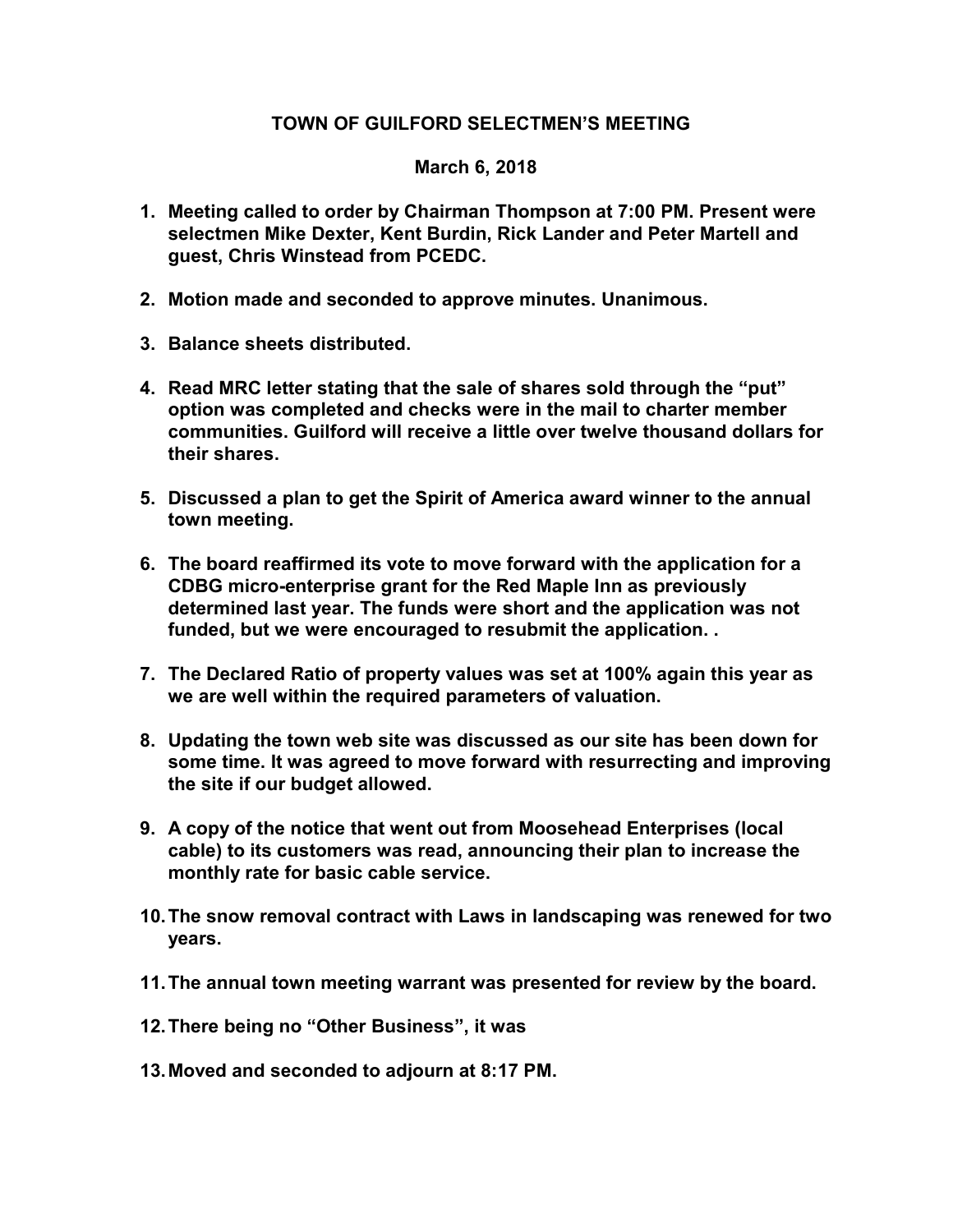# TOWN OF GUILFORD SELECTMEN'S MEETING

## March 6, 2018

1. **Meeting called to order by Chairman Thompson at 7:00 PM. Present were selectmen Mike Dexter, Kent Burdin, Rick Lander and Peter Martell and guest, Chris Winstead from PCEDC.**

2. **Motion made and seconded to approve minutes. Unanimous.**

3. **Balance sheets distributed.**

4. **Read MRC letter stating that the sale of shares sold through the "put" option was completed and checks were in the mail to charter member communities. Guilford will receive a little over twelve thousand dollars for their shares.**

5. **Discussed a plan to get the Spirit of America award winner to the annual town meeting.**

6. **The board reaffirmed its vote to move forward with the application for a CDBG micro-enterprise grant for the Red Maple Inn as previously determined last year. The funds were short and the application was not funded, but we were encouraged to resubmit the application. .**

7. **The Declared Ratio of property values was set at 100% again this year as we are well within the required parameters of valuation.**

8. **Updating the town web site was discussed as our site has been down for some time. It was agreed to move forward with resurrecting and improving the site if our budget allowed.**

9. **A copy of the notice that went out from Moosehead Enterprises (local cable) to its customers was read, announcing their plan to increase the monthly rate for basic cable service.**

10. **The snow removal contract with Laws in landscaping was renewed for two years.**

11. **The annual town meeting warrant was presented for review by the board.**

12. **There being no "Other Business", it was**

13. **Moved and seconded to adjourn at 8:17 PM.**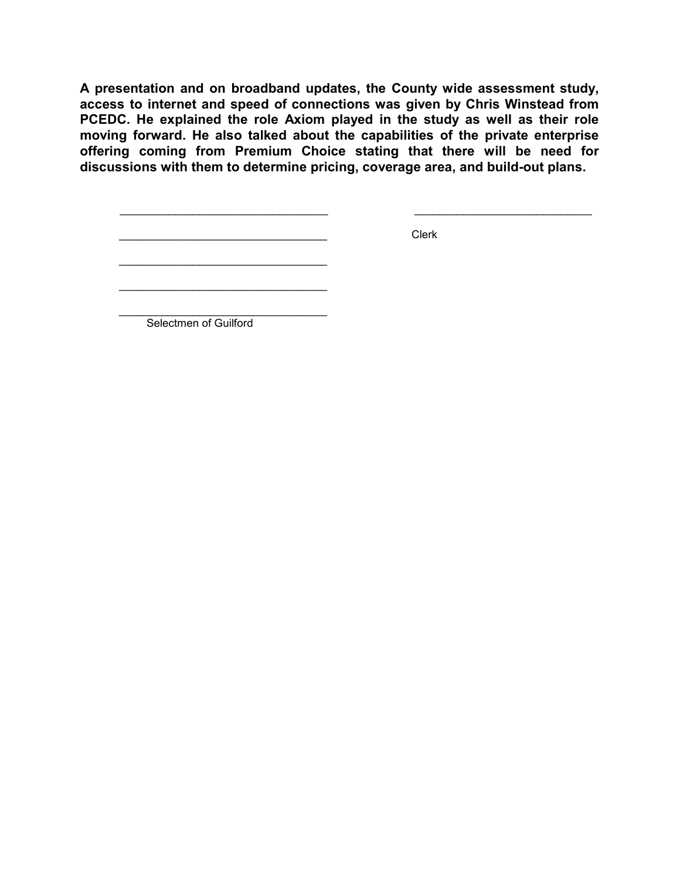**A presentation and on broadband updates, the County wide assessment study, access to internet and speed of connections was given by Chris Winstead from PCEDC. He explained the role Axiom played in the study as well as their role moving forward. He also talked about the capabilities of the private enterprise offering coming from Premium Choice stating that there will be need for discussions with them to determine pricing, coverage area, and build-out plans.**

\_\_\_\_\_\_\_\_\_\_\_\_\_\_\_\_\_\_\_\_\_\_\_\_\_\_\_\_\_\_\_\_\_ \_\_\_\_\_\_\_\_\_\_\_\_\_\_\_\_\_\_\_\_\_\_\_\_\_\_\_\_

\_\_\_\_\_\_\_\_\_\_\_\_\_\_\_\_\_\_\_\_\_\_\_\_\_\_\_\_\_\_\_\_\_ Clerk

\_\_\_\_\_\_\_\_\_\_\_\_\_\_\_\_\_\_\_\_\_\_\_\_\_\_\_\_\_\_\_\_\_

\_\_\_\_\_\_\_\_\_\_\_\_\_\_\_\_\_\_\_\_\_\_\_\_\_\_\_\_\_\_\_\_\_

\_\_\_\_\_\_\_\_\_\_\_\_\_\_\_\_\_\_\_\_\_\_\_\_\_\_\_\_\_\_\_\_\_

Selectmen of Guilford